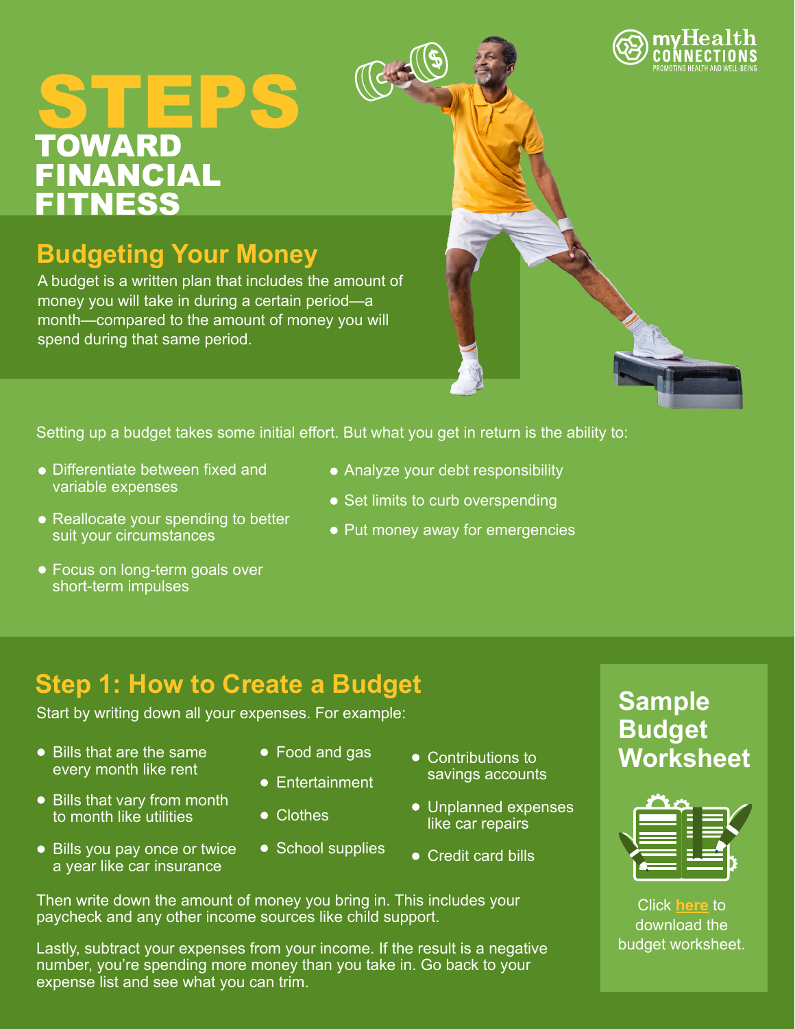myHealth CONNECTIONS
PROMOTING HEALTH AND WELL-BEING

# STEPS TOWARD FINANCIAL FITNESS

## Budgeting Your Money

A budget is a written plan that includes the amount of money you will take in during a certain period—a month—compared to the amount of money you will spend during that same period.

Setting up a budget takes some initial effort. But what you get in return is the ability to:

- Differentiate between fixed and variable expenses
- Reallocate your spending to better suit your circumstances
- Focus on long-term goals over short-term impulses
- Analyze your debt responsibility
- Set limits to curb overspending
- Put money away for emergencies

## Step 1: How to Create a Budget

Start by writing down all your expenses. For example:

- Bills that are the same every month like rent
- Bills that vary from month to month like utilities
- Bills you pay once or twice a year like car insurance
- Food and gas
- Entertainment
- Clothes
- School supplies
- Contributions to savings accounts
- Unplanned expenses like car repairs
- Credit card bills

Then write down the amount of money you bring in. This includes your paycheck and any other income sources like child support.

Lastly, subtract your expenses from your income. If the result is a negative number, you're spending more money than you take in. Go back to your expense list and see what you can trim.

### Sample Budget Worksheet

Click **here** to download the budget worksheet.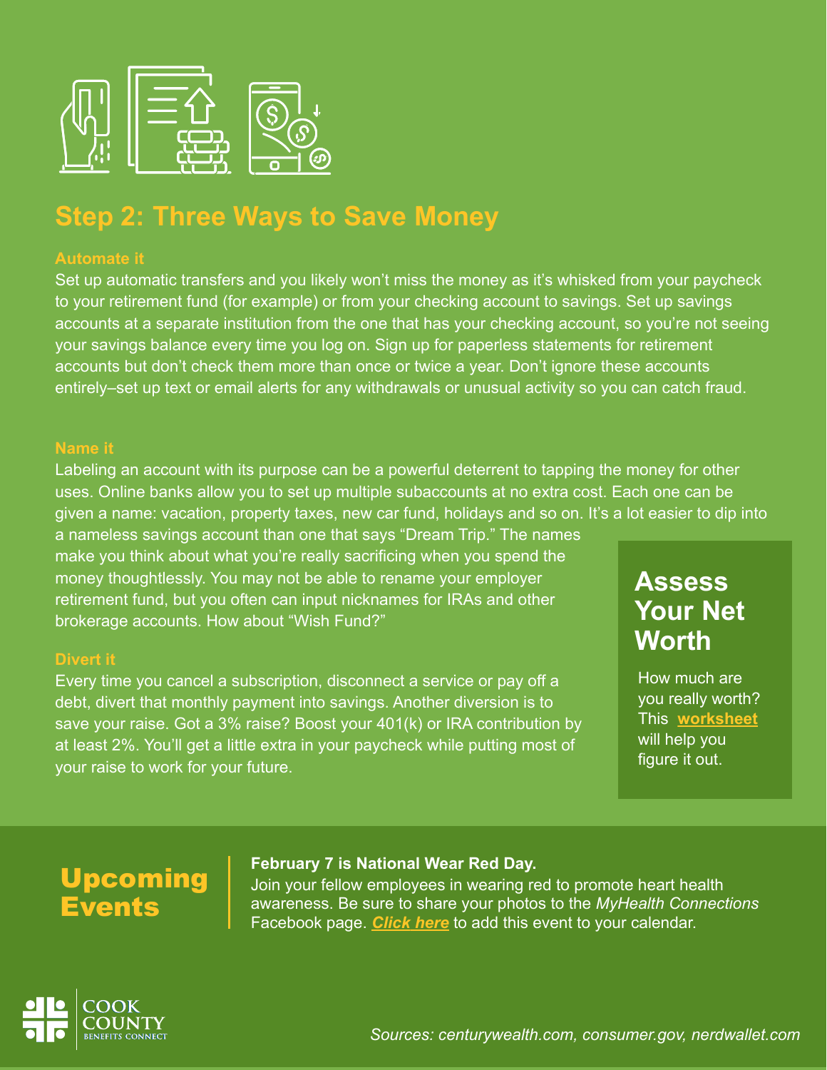## Step 2: Three Ways to Save Money

### Automate it

Set up automatic transfers and you likely won't miss the money as it's whisked from your paycheck to your retirement fund (for example) or from your checking account to savings. Set up savings accounts at a separate institution from the one that has your checking account, so you're not seeing your savings balance every time you log on. Sign up for paperless statements for retirement accounts but don't check them more than once or twice a year. Don't ignore these accounts entirely–set up text or email alerts for any withdrawals or unusual activity so you can catch fraud.

### Name it

Labeling an account with its purpose can be a powerful deterrent to tapping the money for other uses. Online banks allow you to set up multiple subaccounts at no extra cost. Each one can be given a name: vacation, property taxes, new car fund, holidays and so on. It's a lot easier to dip into a nameless savings account than one that says "Dream Trip." The names make you think about what you're really sacrificing when you spend the money thoughtlessly. You may not be able to rename your employer retirement fund, but you often can input nicknames for IRAs and other brokerage accounts. How about "Wish Fund?"

### Divert it

Every time you cancel a subscription, disconnect a service or pay off a debt, divert that monthly payment into savings. Another diversion is to save your raise. Got a 3% raise? Boost your 401(k) or IRA contribution by at least 2%. You'll get a little extra in your paycheck while putting most of your raise to work for your future.

### Assess Your Net Worth

How much are you really worth? This **worksheet** will help you figure it out.

## Upcoming Events

**February 7 is National Wear Red Day.**
Join your fellow employees in wearing red to promote heart health awareness. Be sure to share your photos to the *MyHealth Connections* Facebook page. ***Click here*** to add this event to your calendar.

COOK COUNTY
BENEFITS CONNECT

*Sources: centurywealth.com, consumer.gov, nerdwallet.com*